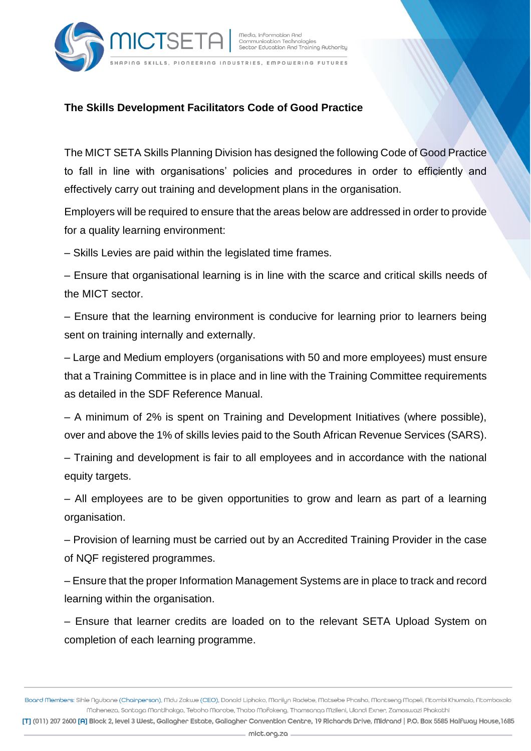# The Skills Development Facilitators Code of Good Practice

The MICT SETA Skills Planning Division has designed the following Code of Good Practice to fall in line with organisations' policies and procedures in order to efficiently and effectively carry out training and development plans in the organisation.

Employers will be required to ensure that the areas below are addressed in order to provide for a quality learning environment:

– Skills Levies are paid within the legislated time frames.

– Ensure that organisational learning is in line with the scarce and critical skills needs of the MICT sector.

– Ensure that the learning environment is conducive for learning prior to learners being sent on training internally and externally.

– Large and Medium employers (organisations with 50 and more employees) must ensure that a Training Committee is in place and in line with the Training Committee requirements as detailed in the SDF Reference Manual.

– A minimum of 2% is spent on Training and Development Initiatives (where possible), over and above the 1% of skills levies paid to the South African Revenue Services (SARS).

– Training and development is fair to all employees and in accordance with the national equity targets.

– All employees are to be given opportunities to grow and learn as part of a learning organisation.

– Provision of learning must be carried out by an Accredited Training Provider in the case of NQF registered programmes.

– Ensure that the proper Information Management Systems are in place to track and record learning within the organisation.

– Ensure that learner credits are loaded on to the relevant SETA Upload System on completion of each learning programme.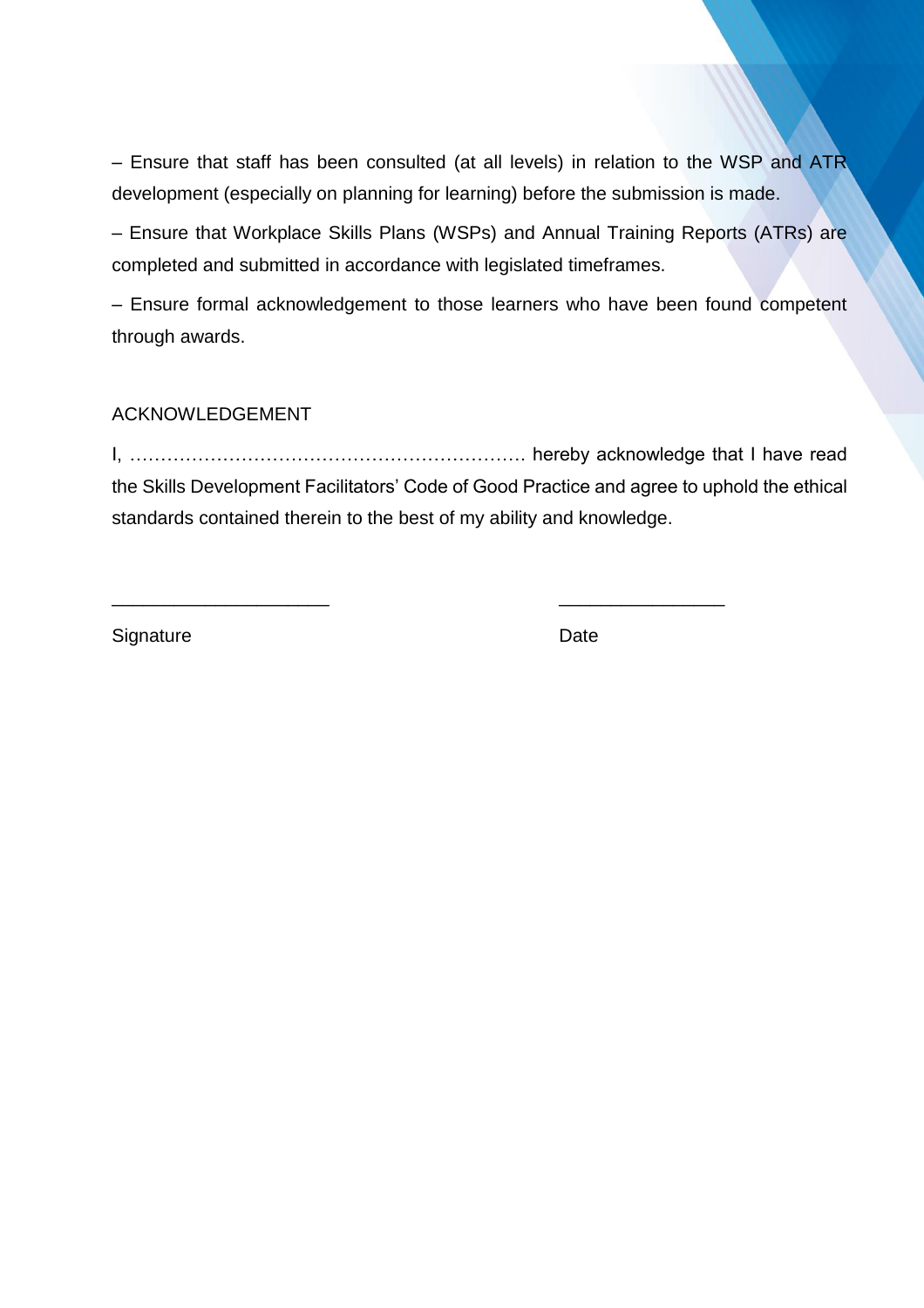– Ensure that staff has been consulted (at all levels) in relation to the WSP and ATR development (especially on planning for learning) before the submission is made.

– Ensure that Workplace Skills Plans (WSPs) and Annual Training Reports (ATRs) are completed and submitted in accordance with legislated timeframes.

– Ensure formal acknowledgement to those learners who have been found competent through awards.

## ACKNOWLEDGEMENT

I, ………………………………………………………… hereby acknowledge that I have read the Skills Development Facilitators' Code of Good Practice and agree to uphold the ethical standards contained therein to the best of my ability and knowledge.

____________________ ________________

Signature Date